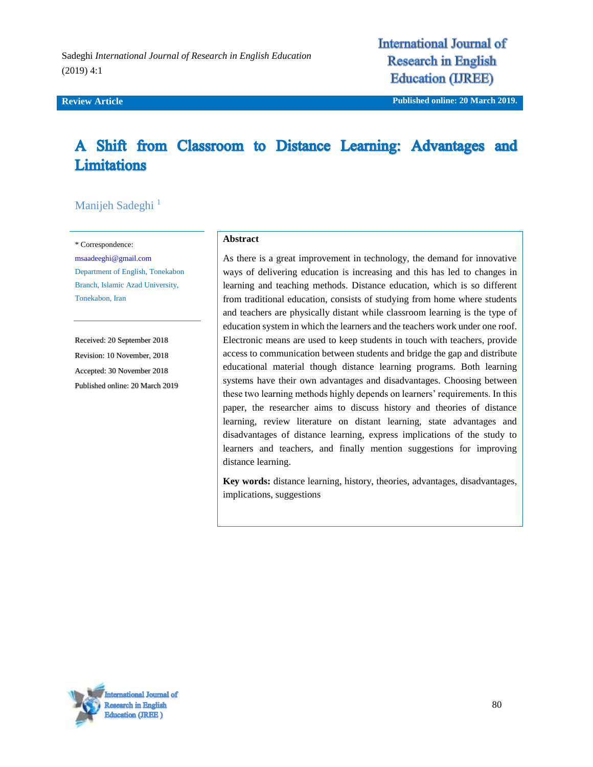**Review Article**

# A Shift from Classroom to Distance Learning: Advantages and Limitations

Manijeh Sadeghi [1]

\* Correspondence:
msaadeeghi@gmail.com
Department of English, Tonekabon Branch, Islamic Azad University, Tonekabon, Iran

Received: 20 September 2018
Revision: 10 November, 2018
Accepted: 30 November 2018
Published online: 20 March 2019

**Abstract**

As there is a great improvement in technology, the demand for innovative ways of delivering education is increasing and this has led to changes in learning and teaching methods. Distance education, which is so different from traditional education, consists of studying from home where students and teachers are physically distant while classroom learning is the type of education system in which the learners and the teachers work under one roof. Electronic means are used to keep students in touch with teachers, provide access to communication between students and bridge the gap and distribute educational material though distance learning programs. Both learning systems have their own advantages and disadvantages. Choosing between these two learning methods highly depends on learners' requirements. In this paper, the researcher aims to discuss history and theories of distance learning, review literature on distant learning, state advantages and disadvantages of distance learning, express implications of the study to learners and teachers, and finally mention suggestions for improving distance learning.

**Key words:** distance learning, history, theories, advantages, disadvantages, implications, suggestions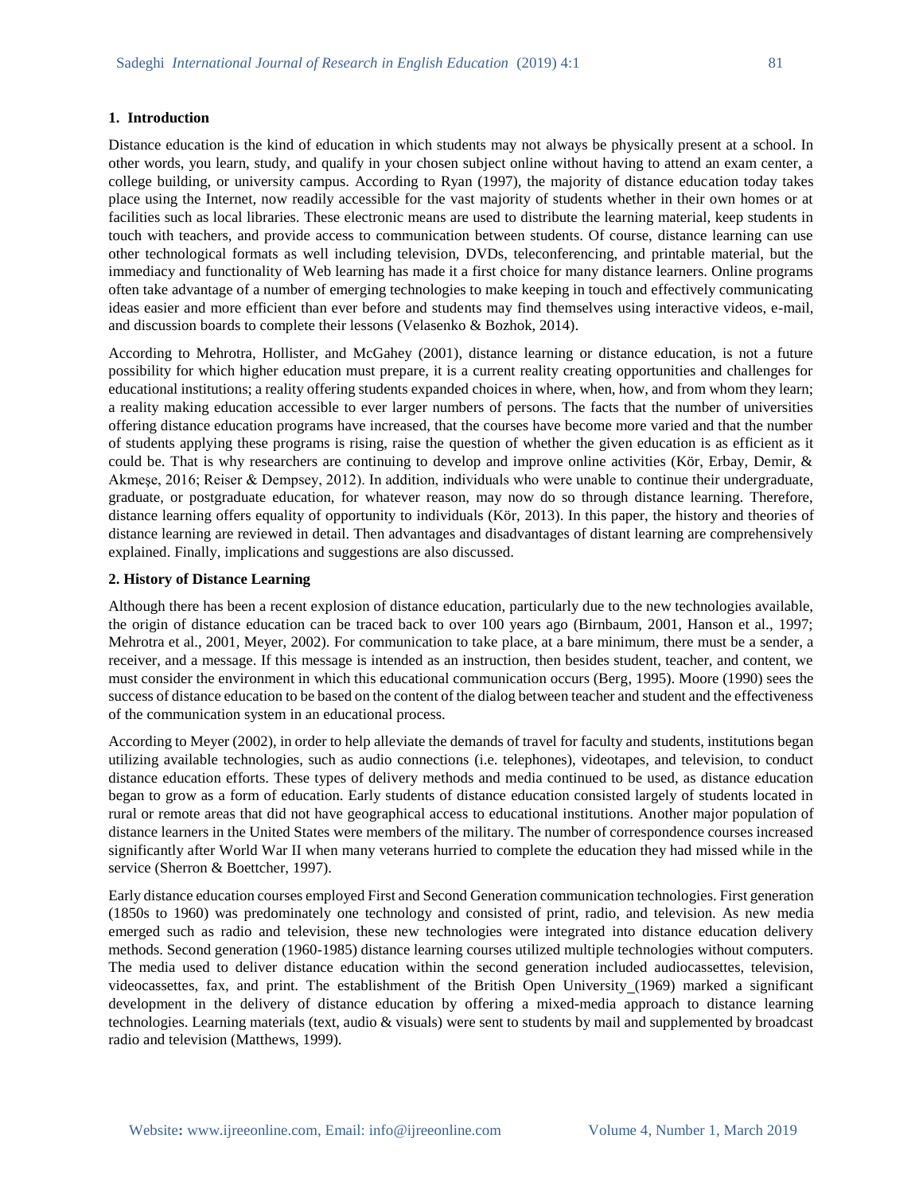## 1. Introduction

Distance education is the kind of education in which students may not always be physically present at a school. In other words, you learn, study, and qualify in your chosen subject online without having to attend an exam center, a college building, or university campus. According to Ryan (1997), the majority of distance education today takes place using the Internet, now readily accessible for the vast majority of students whether in their own homes or at facilities such as local libraries. These electronic means are used to distribute the learning material, keep students in touch with teachers, and provide access to communication between students. Of course, distance learning can use other technological formats as well including television, DVDs, teleconferencing, and printable material, but the immediacy and functionality of Web learning has made it a first choice for many distance learners. Online programs often take advantage of a number of emerging technologies to make keeping in touch and effectively communicating ideas easier and more efficient than ever before and students may find themselves using interactive videos, e-mail, and discussion boards to complete their lessons (Velasenko & Bozhok, 2014).

According to Mehrotra, Hollister, and McGahey (2001), distance learning or distance education, is not a future possibility for which higher education must prepare, it is a current reality creating opportunities and challenges for educational institutions; a reality offering students expanded choices in where, when, how, and from whom they learn; a reality making education accessible to ever larger numbers of persons. The facts that the number of universities offering distance education programs have increased, that the courses have become more varied and that the number of students applying these programs is rising, raise the question of whether the given education is as efficient as it could be. That is why researchers are continuing to develop and improve online activities (Kör, Erbay, Demir, & Akmeşe, 2016; Reiser & Dempsey, 2012). In addition, individuals who were unable to continue their undergraduate, graduate, or postgraduate education, for whatever reason, may now do so through distance learning. Therefore, distance learning offers equality of opportunity to individuals (Kör, 2013). In this paper, the history and theories of distance learning are reviewed in detail. Then advantages and disadvantages of distant learning are comprehensively explained. Finally, implications and suggestions are also discussed.

## 2. History of Distance Learning

Although there has been a recent explosion of distance education, particularly due to the new technologies available, the origin of distance education can be traced back to over 100 years ago (Birnbaum, 2001, Hanson et al., 1997; Mehrotra et al., 2001, Meyer, 2002). For communication to take place, at a bare minimum, there must be a sender, a receiver, and a message. If this message is intended as an instruction, then besides student, teacher, and content, we must consider the environment in which this educational communication occurs (Berg, 1995). Moore (1990) sees the success of distance education to be based on the content of the dialog between teacher and student and the effectiveness of the communication system in an educational process.

According to Meyer (2002), in order to help alleviate the demands of travel for faculty and students, institutions began utilizing available technologies, such as audio connections (i.e. telephones), videotapes, and television, to conduct distance education efforts. These types of delivery methods and media continued to be used, as distance education began to grow as a form of education. Early students of distance education consisted largely of students located in rural or remote areas that did not have geographical access to educational institutions. Another major population of distance learners in the United States were members of the military. The number of correspondence courses increased significantly after World War II when many veterans hurried to complete the education they had missed while in the service (Sherron & Boettcher, 1997).

Early distance education courses employed First and Second Generation communication technologies. First generation (1850s to 1960) was predominately one technology and consisted of print, radio, and television. As new media emerged such as radio and television, these new technologies were integrated into distance education delivery methods. Second generation (1960-1985) distance learning courses utilized multiple technologies without computers. The media used to deliver distance education within the second generation included audiocassettes, television, videocassettes, fax, and print. The establishment of the British Open University_(1969) marked a significant development in the delivery of distance education by offering a mixed-media approach to distance learning technologies. Learning materials (text, audio & visuals) were sent to students by mail and supplemented by broadcast radio and television (Matthews, 1999).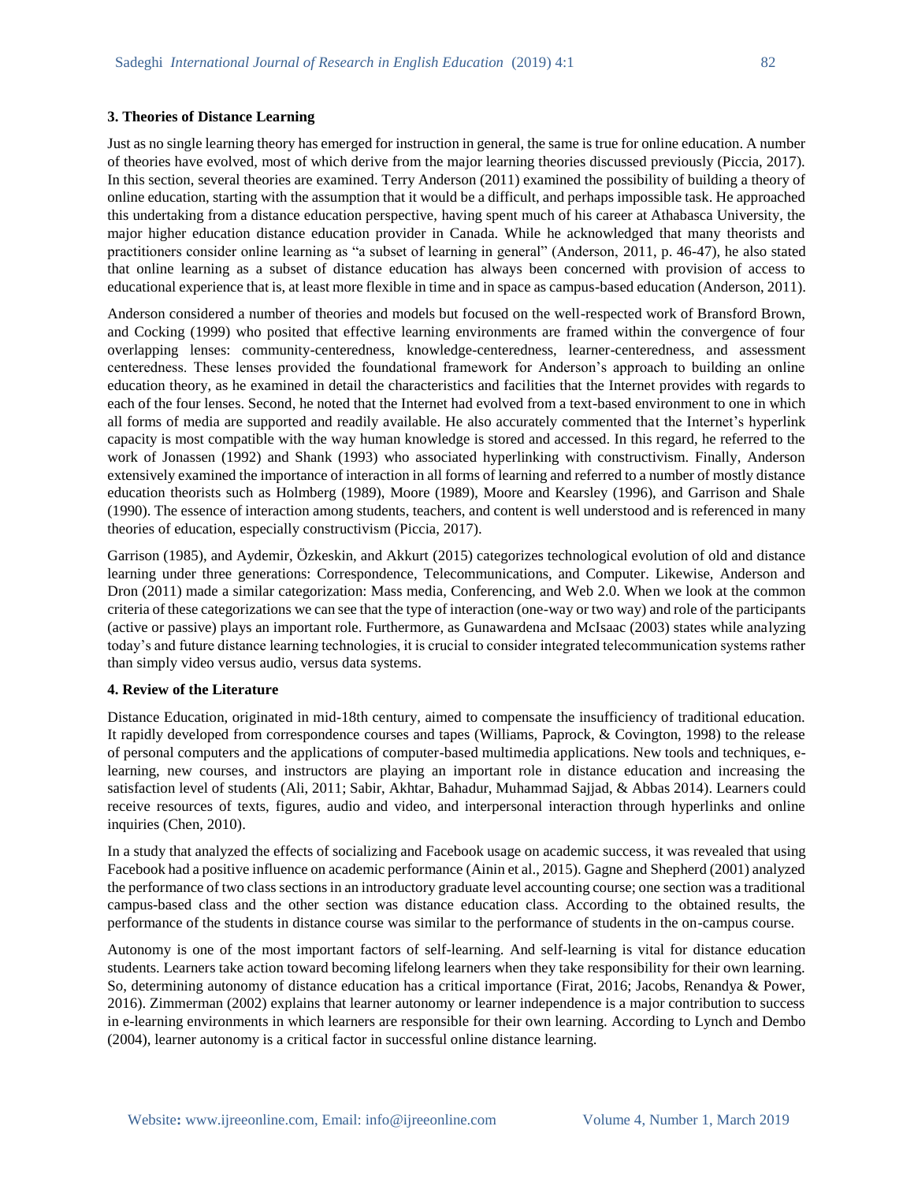## 3. Theories of Distance Learning

Just as no single learning theory has emerged for instruction in general, the same is true for online education. A number of theories have evolved, most of which derive from the major learning theories discussed previously (Piccia, 2017). In this section, several theories are examined. Terry Anderson (2011) examined the possibility of building a theory of online education, starting with the assumption that it would be a difficult, and perhaps impossible task. He approached this undertaking from a distance education perspective, having spent much of his career at Athabasca University, the major higher education distance education provider in Canada. While he acknowledged that many theorists and practitioners consider online learning as "a subset of learning in general" (Anderson, 2011, p. 46-47), he also stated that online learning as a subset of distance education has always been concerned with provision of access to educational experience that is, at least more flexible in time and in space as campus-based education (Anderson, 2011).

Anderson considered a number of theories and models but focused on the well-respected work of Bransford Brown, and Cocking (1999) who posited that effective learning environments are framed within the convergence of four overlapping lenses: community-centeredness, knowledge-centeredness, learner-centeredness, and assessment centeredness. These lenses provided the foundational framework for Anderson's approach to building an online education theory, as he examined in detail the characteristics and facilities that the Internet provides with regards to each of the four lenses. Second, he noted that the Internet had evolved from a text-based environment to one in which all forms of media are supported and readily available. He also accurately commented that the Internet's hyperlink capacity is most compatible with the way human knowledge is stored and accessed. In this regard, he referred to the work of Jonassen (1992) and Shank (1993) who associated hyperlinking with constructivism. Finally, Anderson extensively examined the importance of interaction in all forms of learning and referred to a number of mostly distance education theorists such as Holmberg (1989), Moore (1989), Moore and Kearsley (1996), and Garrison and Shale (1990). The essence of interaction among students, teachers, and content is well understood and is referenced in many theories of education, especially constructivism (Piccia, 2017).

Garrison (1985), and Aydemir, Özkeskin, and Akkurt (2015) categorizes technological evolution of old and distance learning under three generations: Correspondence, Telecommunications, and Computer. Likewise, Anderson and Dron (2011) made a similar categorization: Mass media, Conferencing, and Web 2.0. When we look at the common criteria of these categorizations we can see that the type of interaction (one-way or two way) and role of the participants (active or passive) plays an important role. Furthermore, as Gunawardena and McIsaac (2003) states while analyzing today's and future distance learning technologies, it is crucial to consider integrated telecommunication systems rather than simply video versus audio, versus data systems.

## 4. Review of the Literature

Distance Education, originated in mid-18th century, aimed to compensate the insufficiency of traditional education. It rapidly developed from correspondence courses and tapes (Williams, Paprock, & Covington, 1998) to the release of personal computers and the applications of computer-based multimedia applications. New tools and techniques, e-learning, new courses, and instructors are playing an important role in distance education and increasing the satisfaction level of students (Ali, 2011; Sabir, Akhtar, Bahadur, Muhammad Sajjad, & Abbas 2014). Learners could receive resources of texts, figures, audio and video, and interpersonal interaction through hyperlinks and online inquiries (Chen, 2010).

In a study that analyzed the effects of socializing and Facebook usage on academic success, it was revealed that using Facebook had a positive influence on academic performance (Ainin et al., 2015). Gagne and Shepherd (2001) analyzed the performance of two class sections in an introductory graduate level accounting course; one section was a traditional campus-based class and the other section was distance education class. According to the obtained results, the performance of the students in distance course was similar to the performance of students in the on-campus course.

Autonomy is one of the most important factors of self-learning. And self-learning is vital for distance education students. Learners take action toward becoming lifelong learners when they take responsibility for their own learning. So, determining autonomy of distance education has a critical importance (Firat, 2016; Jacobs, Renandya & Power, 2016). Zimmerman (2002) explains that learner autonomy or learner independence is a major contribution to success in e-learning environments in which learners are responsible for their own learning. According to Lynch and Dembo (2004), learner autonomy is a critical factor in successful online distance learning.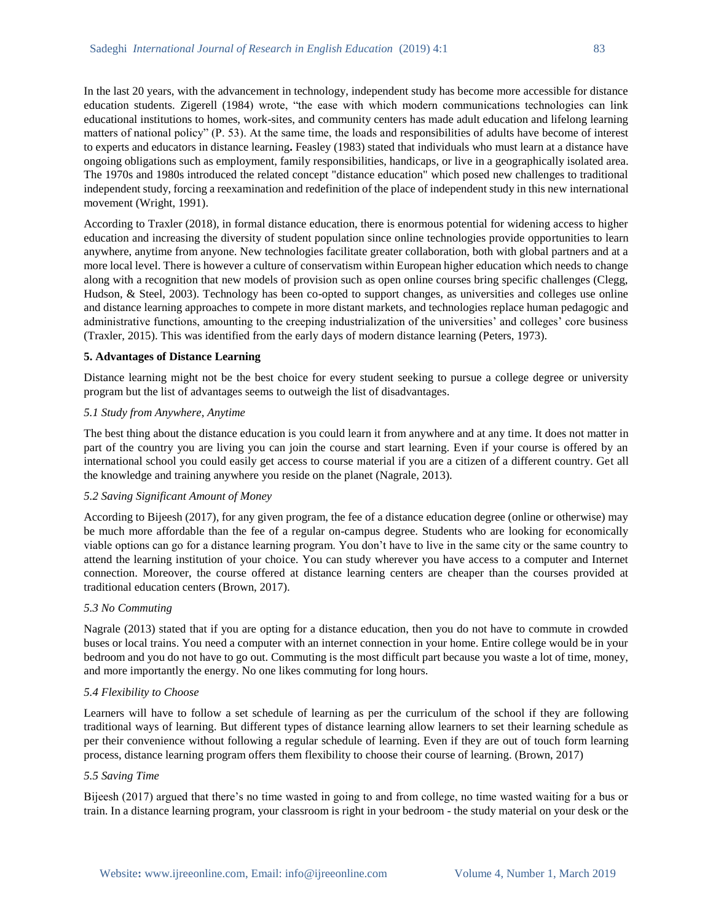In the last 20 years, with the advancement in technology, independent study has become more accessible for distance education students. Zigerell (1984) wrote, "the ease with which modern communications technologies can link educational institutions to homes, work-sites, and community centers has made adult education and lifelong learning matters of national policy" (P. 53). At the same time, the loads and responsibilities of adults have become of interest to experts and educators in distance learning**.** Feasley (1983) stated that individuals who must learn at a distance have ongoing obligations such as employment, family responsibilities, handicaps, or live in a geographically isolated area. The 1970s and 1980s introduced the related concept "distance education" which posed new challenges to traditional independent study, forcing a reexamination and redefinition of the place of independent study in this new international movement (Wright, 1991).

According to Traxler (2018), in formal distance education, there is enormous potential for widening access to higher education and increasing the diversity of student population since online technologies provide opportunities to learn anywhere, anytime from anyone. New technologies facilitate greater collaboration, both with global partners and at a more local level. There is however a culture of conservatism within European higher education which needs to change along with a recognition that new models of provision such as open online courses bring specific challenges (Clegg, Hudson, & Steel, 2003). Technology has been co-opted to support changes, as universities and colleges use online and distance learning approaches to compete in more distant markets, and technologies replace human pedagogic and administrative functions, amounting to the creeping industrialization of the universities' and colleges' core business (Traxler, 2015). This was identified from the early days of modern distance learning (Peters, 1973).

## 5. Advantages of Distance Learning

Distance learning might not be the best choice for every student seeking to pursue a college degree or university program but the list of advantages seems to outweigh the list of disadvantages.

### *5.1 Study from Anywhere, Anytime*

The best thing about the distance education is you could learn it from anywhere and at any time. It does not matter in part of the country you are living you can join the course and start learning. Even if your course is offered by an international school you could easily get access to course material if you are a citizen of a different country. Get all the knowledge and training anywhere you reside on the planet (Nagrale, 2013).

### *5.2 Saving Significant Amount of Money*

According to Bijeesh (2017), for any given program, the fee of a distance education degree (online or otherwise) may be much more affordable than the fee of a regular on-campus degree. Students who are looking for economically viable options can go for a distance learning program. You don't have to live in the same city or the same country to attend the learning institution of your choice. You can study wherever you have access to a computer and Internet connection. Moreover, the course offered at distance learning centers are cheaper than the courses provided at traditional education centers (Brown, 2017).

### *5.3 No Commuting*

Nagrale (2013) stated that if you are opting for a distance education, then you do not have to commute in crowded buses or local trains. You need a computer with an internet connection in your home. Entire college would be in your bedroom and you do not have to go out. Commuting is the most difficult part because you waste a lot of time, money, and more importantly the energy. No one likes commuting for long hours.

### *5.4 Flexibility to Choose*

Learners will have to follow a set schedule of learning as per the curriculum of the school if they are following traditional ways of learning. But different types of distance learning allow learners to set their learning schedule as per their convenience without following a regular schedule of learning. Even if they are out of touch form learning process, distance learning program offers them flexibility to choose their course of learning. (Brown, 2017)

### *5.5 Saving Time*

Bijeesh (2017) argued that there's no time wasted in going to and from college, no time wasted waiting for a bus or train. In a distance learning program, your classroom is right in your bedroom - the study material on your desk or the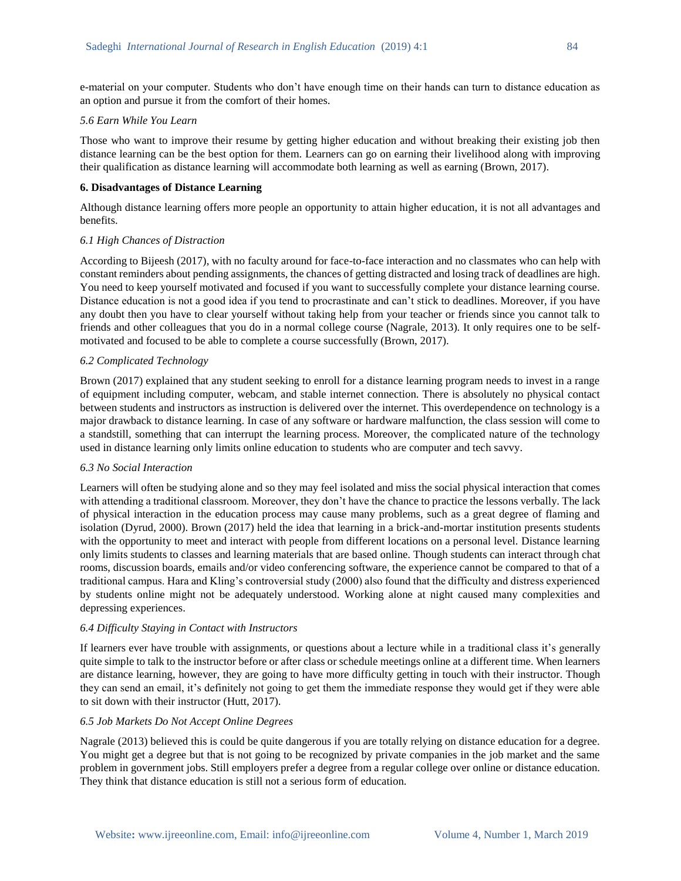e-material on your computer. Students who don't have enough time on their hands can turn to distance education as an option and pursue it from the comfort of their homes.

### *5.6 Earn While You Learn*

Those who want to improve their resume by getting higher education and without breaking their existing job then distance learning can be the best option for them. Learners can go on earning their livelihood along with improving their qualification as distance learning will accommodate both learning as well as earning (Brown, 2017).

## 6. Disadvantages of Distance Learning

Although distance learning offers more people an opportunity to attain higher education, it is not all advantages and benefits.

### *6.1 High Chances of Distraction*

According to Bijeesh (2017), with no faculty around for face-to-face interaction and no classmates who can help with constant reminders about pending assignments, the chances of getting distracted and losing track of deadlines are high. You need to keep yourself motivated and focused if you want to successfully complete your distance learning course. Distance education is not a good idea if you tend to procrastinate and can't stick to deadlines. Moreover, if you have any doubt then you have to clear yourself without taking help from your teacher or friends since you cannot talk to friends and other colleagues that you do in a normal college course (Nagrale, 2013). It only requires one to be self-motivated and focused to be able to complete a course successfully (Brown, 2017).

### *6.2 Complicated Technology*

Brown (2017) explained that any student seeking to enroll for a distance learning program needs to invest in a range of equipment including computer, webcam, and stable internet connection. There is absolutely no physical contact between students and instructors as instruction is delivered over the internet. This overdependence on technology is a major drawback to distance learning. In case of any software or hardware malfunction, the class session will come to a standstill, something that can interrupt the learning process. Moreover, the complicated nature of the technology used in distance learning only limits online education to students who are computer and tech savvy.

### *6.3 No Social Interaction*

Learners will often be studying alone and so they may feel isolated and miss the social physical interaction that comes with attending a traditional classroom. Moreover, they don't have the chance to practice the lessons verbally. The lack of physical interaction in the education process may cause many problems, such as a great degree of flaming and isolation (Dyrud, 2000). Brown (2017) held the idea that learning in a brick-and-mortar institution presents students with the opportunity to meet and interact with people from different locations on a personal level. Distance learning only limits students to classes and learning materials that are based online. Though students can interact through chat rooms, discussion boards, emails and/or video conferencing software, the experience cannot be compared to that of a traditional campus. Hara and Kling's controversial study (2000) also found that the difficulty and distress experienced by students online might not be adequately understood. Working alone at night caused many complexities and depressing experiences.

### *6.4 Difficulty Staying in Contact with Instructors*

If learners ever have trouble with assignments, or questions about a lecture while in a traditional class it's generally quite simple to talk to the instructor before or after class or schedule meetings online at a different time. When learners are distance learning, however, they are going to have more difficulty getting in touch with their instructor. Though they can send an email, it's definitely not going to get them the immediate response they would get if they were able to sit down with their instructor (Hutt, 2017).

### *6.5 Job Markets Do Not Accept Online Degrees*

Nagrale (2013) believed this is could be quite dangerous if you are totally relying on distance education for a degree. You might get a degree but that is not going to be recognized by private companies in the job market and the same problem in government jobs. Still employers prefer a degree from a regular college over online or distance education. They think that distance education is still not a serious form of education.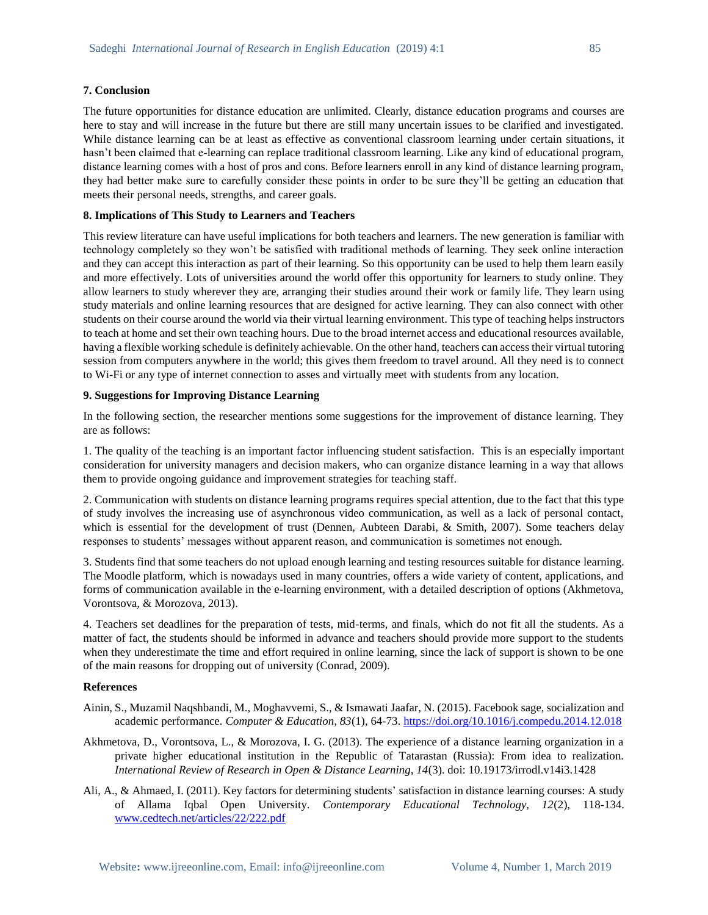## 7. Conclusion

The future opportunities for distance education are unlimited. Clearly, distance education programs and courses are here to stay and will increase in the future but there are still many uncertain issues to be clarified and investigated. While distance learning can be at least as effective as conventional classroom learning under certain situations, it hasn't been claimed that e-learning can replace traditional classroom learning. Like any kind of educational program, distance learning comes with a host of pros and cons. Before learners enroll in any kind of distance learning program, they had better make sure to carefully consider these points in order to be sure they'll be getting an education that meets their personal needs, strengths, and career goals.

## 8. Implications of This Study to Learners and Teachers

This review literature can have useful implications for both teachers and learners. The new generation is familiar with technology completely so they won't be satisfied with traditional methods of learning. They seek online interaction and they can accept this interaction as part of their learning. So this opportunity can be used to help them learn easily and more effectively. Lots of universities around the world offer this opportunity for learners to study online. They allow learners to study wherever they are, arranging their studies around their work or family life. They learn using study materials and online learning resources that are designed for active learning. They can also connect with other students on their course around the world via their virtual learning environment. This type of teaching helps instructors to teach at home and set their own teaching hours. Due to the broad internet access and educational resources available, having a flexible working schedule is definitely achievable. On the other hand, teachers can access their virtual tutoring session from computers anywhere in the world; this gives them freedom to travel around. All they need is to connect to Wi-Fi or any type of internet connection to asses and virtually meet with students from any location.

## 9. Suggestions for Improving Distance Learning

In the following section, the researcher mentions some suggestions for the improvement of distance learning. They are as follows:

1. The quality of the teaching is an important factor influencing student satisfaction. This is an especially important consideration for university managers and decision makers, who can organize distance learning in a way that allows them to provide ongoing guidance and improvement strategies for teaching staff.

2. Communication with students on distance learning programs requires special attention, due to the fact that this type of study involves the increasing use of asynchronous video communication, as well as a lack of personal contact, which is essential for the development of trust (Dennen, Aubteen Darabi, & Smith, 2007). Some teachers delay responses to students' messages without apparent reason, and communication is sometimes not enough.

3. Students find that some teachers do not upload enough learning and testing resources suitable for distance learning. The Moodle platform, which is nowadays used in many countries, offers a wide variety of content, applications, and forms of communication available in the e-learning environment, with a detailed description of options (Akhmetova, Vorontsova, & Morozova, 2013).

4. Teachers set deadlines for the preparation of tests, mid-terms, and finals, which do not fit all the students. As a matter of fact, the students should be informed in advance and teachers should provide more support to the students when they underestimate the time and effort required in online learning, since the lack of support is shown to be one of the main reasons for dropping out of university (Conrad, 2009).

## References

Ainin, S., Muzamil Naqshbandi, M., Moghavvemi, S., & Ismawati Jaafar, N. (2015). Facebook sage, socialization and academic performance. *Computer & Education, 83*(1), 64-73. https://doi.org/10.1016/j.compedu.2014.12.018

Akhmetova, D., Vorontsova, L., & Morozova, I. G. (2013). The experience of a distance learning organization in a private higher educational institution in the Republic of Tatarastan (Russia): From idea to realization. *International Review of Research in Open & Distance Learning, 14*(3). doi: 10.19173/irrodl.v14i3.1428

Ali, A., & Ahmaed, I. (2011). Key factors for determining students' satisfaction in distance learning courses: A study of Allama Iqbal Open University. *Contemporary Educational Technology, 12*(2), 118-134. www.cedtech.net/articles/22/222.pdf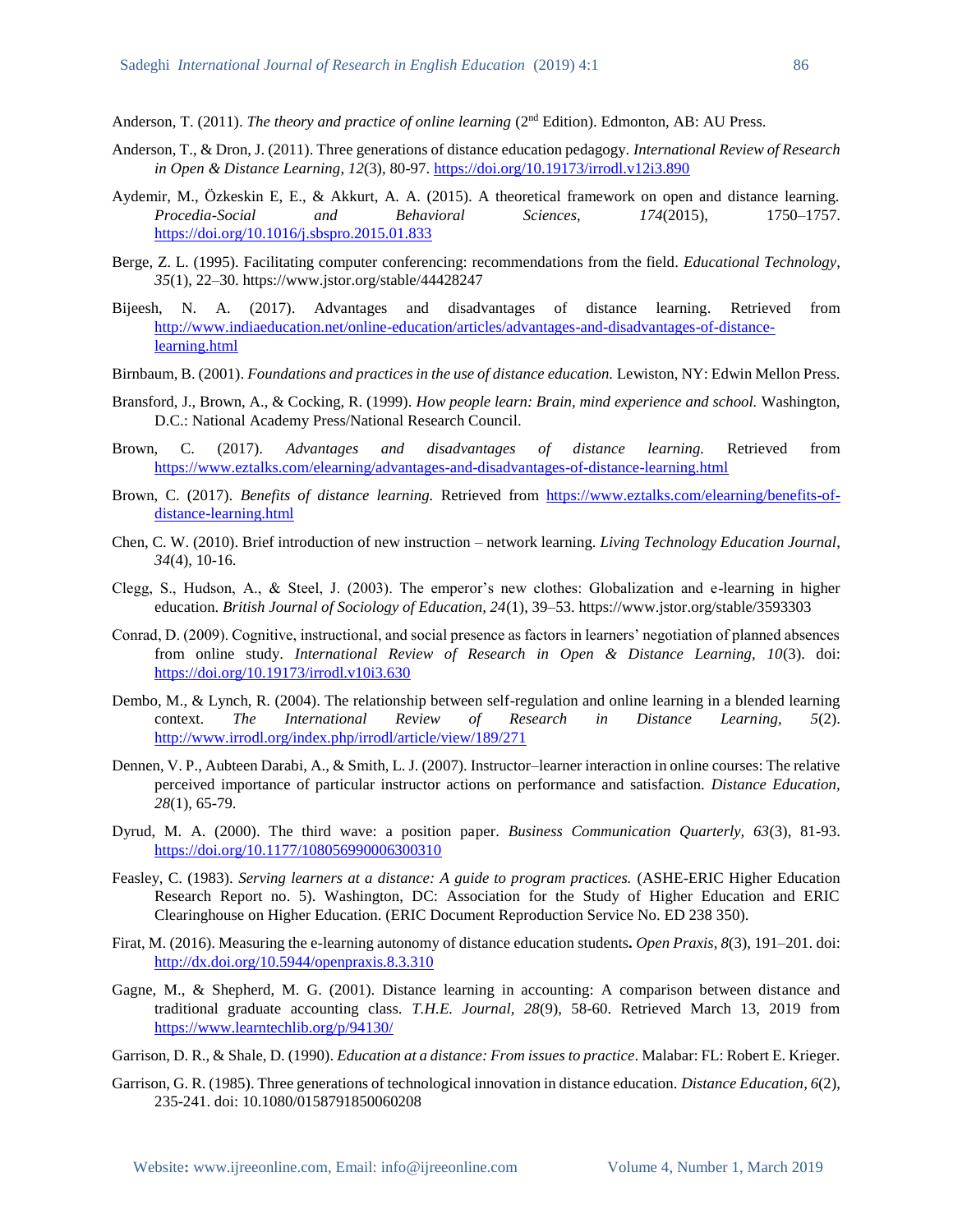Anderson, T. (2011). *The theory and practice of online learning* (2nd Edition). Edmonton, AB: AU Press.

Anderson, T., & Dron, J. (2011). Three generations of distance education pedagogy. *International Review of Research in Open & Distance Learning*, *12*(3), 80-97. https://doi.org/10.19173/irrodl.v12i3.890

Aydemir, M., Özkeskin E, E., & Akkurt, A. A. (2015). A theoretical framework on open and distance learning. *Procedia-Social and Behavioral Sciences, 174*(2015), 1750–1757. https://doi.org/10.1016/j.sbspro.2015.01.833

Berge, Z. L. (1995). Facilitating computer conferencing: recommendations from the field. *Educational Technology*, *35*(1), 22–30. https://www.jstor.org/stable/44428247

Bijeesh, N. A. (2017). Advantages and disadvantages of distance learning. Retrieved from http://www.indiaeducation.net/online-education/articles/advantages-and-disadvantages-of-distance-learning.html

Birnbaum, B. (2001). *Foundations and practices in the use of distance education.* Lewiston, NY: Edwin Mellon Press.

Bransford, J., Brown, A., & Cocking, R. (1999). *How people learn: Brain, mind experience and school.* Washington, D.C.: National Academy Press/National Research Council.

Brown, C. (2017). *Advantages and disadvantages of distance learning.* Retrieved from https://www.eztalks.com/elearning/advantages-and-disadvantages-of-distance-learning.html

Brown, C. (2017). *Benefits of distance learning.* Retrieved from https://www.eztalks.com/elearning/benefits-of-distance-learning.html

Chen, C. W. (2010). Brief introduction of new instruction – network learning. *Living Technology Education Journal*, *34*(4), 10-16.

Clegg, S., Hudson, A., & Steel, J. (2003). The emperor's new clothes: Globalization and e-learning in higher education. *British Journal of Sociology of Education, 24*(1), 39–53. https://www.jstor.org/stable/3593303

Conrad, D. (2009). Cognitive, instructional, and social presence as factors in learners' negotiation of planned absences from online study. *International Review of Research in Open & Distance Learning, 10*(3). doi: https://doi.org/10.19173/irrodl.v10i3.630

Dembo, M., & Lynch, R. (2004). The relationship between self-regulation and online learning in a blended learning context. *The International Review of Research in Distance Learning, 5*(2). http://www.irrodl.org/index.php/irrodl/article/view/189/271

Dennen, V. P., Aubteen Darabi, A., & Smith, L. J. (2007). Instructor–learner interaction in online courses: The relative perceived importance of particular instructor actions on performance and satisfaction. *Distance Education, 28*(1), 65-79.

Dyrud, M. A. (2000). The third wave: a position paper. *Business Communication Quarterly, 63*(3), 81-93. https://doi.org/10.1177/108056990006300310

Feasley, C. (1983). *Serving learners at a distance: A guide to program practices.* (ASHE-ERIC Higher Education Research Report no. 5). Washington, DC: Association for the Study of Higher Education and ERIC Clearinghouse on Higher Education. (ERIC Document Reproduction Service No. ED 238 350).

Firat, M. (2016). Measuring the e-learning autonomy of distance education students**.** *Open Praxis, 8*(3), 191–201. doi: http://dx.doi.org/10.5944/openpraxis.8.3.310

Gagne, M., & Shepherd, M. G. (2001). Distance learning in accounting: A comparison between distance and traditional graduate accounting class. *T.H.E. Journal, 28*(9), 58-60. Retrieved March 13, 2019 from https://www.learntechlib.org/p/94130/

Garrison, D. R., & Shale, D. (1990). *Education at a distance: From issues to practice*. Malabar: FL: Robert E. Krieger.

Garrison, G. R. (1985). Three generations of technological innovation in distance education. *Distance Education*, *6*(2), 235-241. doi: 10.1080/0158791850060208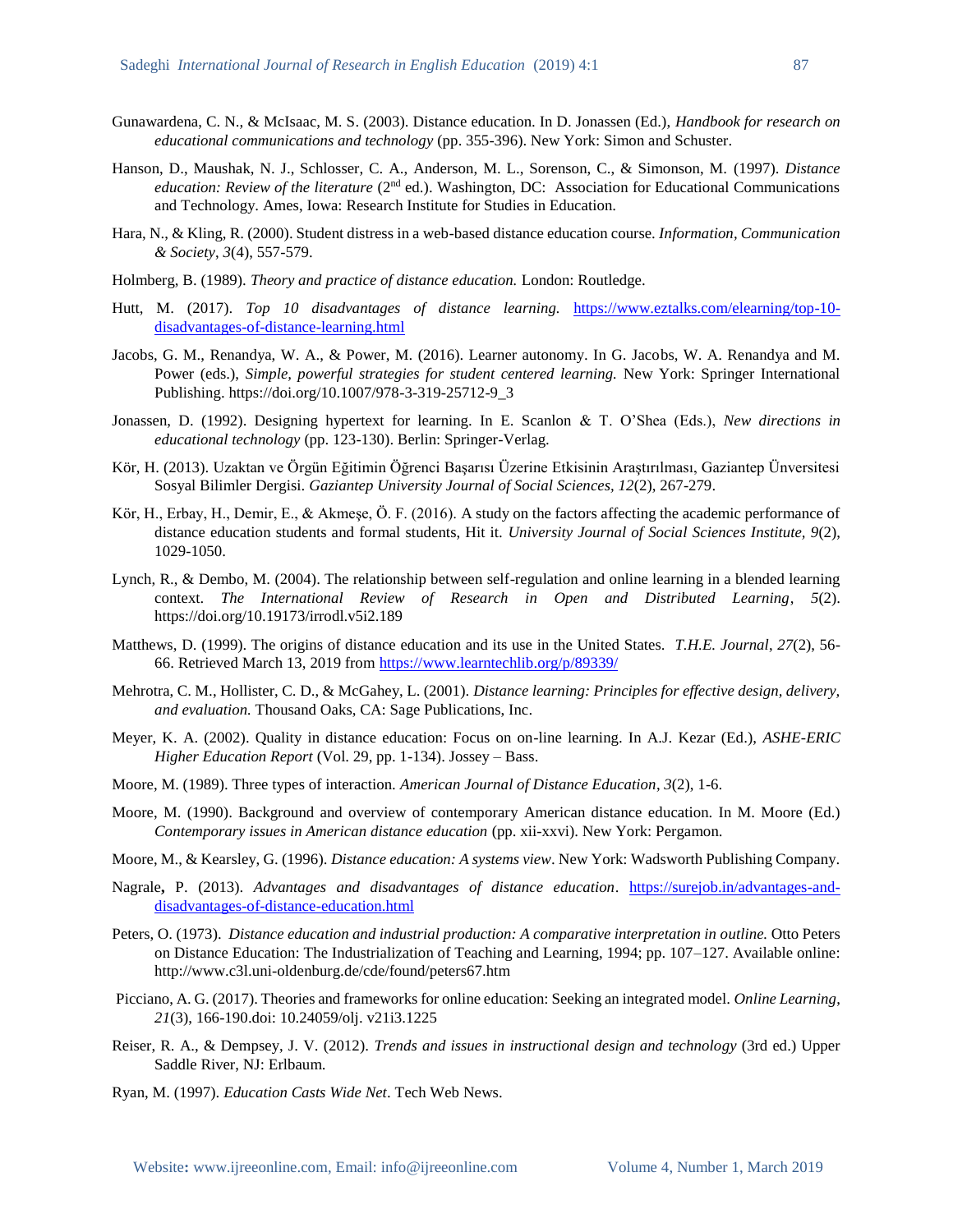Gunawardena, C. N., & McIsaac, M. S. (2003). Distance education. In D. Jonassen (Ed.), *Handbook for research on educational communications and technology* (pp. 355-396). New York: Simon and Schuster.

Hanson, D., Maushak, N. J., Schlosser, C. A., Anderson, M. L., Sorenson, C., & Simonson, M. (1997). *Distance education: Review of the literature* (2nd ed.). Washington, DC: Association for Educational Communications and Technology. Ames, Iowa: Research Institute for Studies in Education.

Hara, N., & Kling, R. (2000). Student distress in a web-based distance education course. *Information, Communication & Society*, *3*(4), 557-579.

Holmberg, B. (1989). *Theory and practice of distance education.* London: Routledge.

Hutt, M. (2017). *Top 10 disadvantages of distance learning.* https://www.eztalks.com/elearning/top-10-disadvantages-of-distance-learning.html

Jacobs, G. M., Renandya, W. A., & Power, M. (2016). Learner autonomy. In G. Jacobs, W. A. Renandya and M. Power (eds.), *Simple, powerful strategies for student centered learning.* New York: Springer International Publishing. https://doi.org/10.1007/978-3-319-25712-9_3

Jonassen, D. (1992). Designing hypertext for learning. In E. Scanlon & T. O'Shea (Eds.), *New directions in educational technology* (pp. 123-130). Berlin: Springer-Verlag.

Kör, H. (2013). Uzaktan ve Örgün Eğitimin Öğrenci Başarısı Üzerine Etkisinin Araştırılması, Gaziantep Ünversitesi Sosyal Bilimler Dergisi. *Gaziantep University Journal of Social Sciences, 12*(2), 267-279.

Kör, H., Erbay, H., Demir, E., & Akmeşe, Ö. F. (2016). A study on the factors affecting the academic performance of distance education students and formal students, Hit it. *University Journal of Social Sciences Institute, 9*(2), 1029-1050.

Lynch, R., & Dembo, M. (2004). The relationship between self-regulation and online learning in a blended learning context. *The International Review of Research in Open and Distributed Learning*, *5*(2). https://doi.org/10.19173/irrodl.v5i2.189

Matthews, D. (1999). The origins of distance education and its use in the United States. *T.H.E. Journal*, *27*(2), 56-66. Retrieved March 13, 2019 from https://www.learntechlib.org/p/89339/

Mehrotra, C. M., Hollister, C. D., & McGahey, L. (2001). *Distance learning: Principles for effective design, delivery, and evaluation.* Thousand Oaks, CA: Sage Publications, Inc.

Meyer, K. A. (2002). Quality in distance education: Focus on on-line learning. In A.J. Kezar (Ed.), *ASHE-ERIC Higher Education Report* (Vol. 29, pp. 1-134). Jossey – Bass.

Moore, M. (1989). Three types of interaction. *American Journal of Distance Education*, *3*(2), 1-6.

Moore, M. (1990). Background and overview of contemporary American distance education. In M. Moore (Ed.) *Contemporary issues in American distance education* (pp. xii-xxvi). New York: Pergamon.

Moore, M., & Kearsley, G. (1996). *Distance education: A systems view*. New York: Wadsworth Publishing Company.

Nagrale**,** P. (2013). *Advantages and disadvantages of distance education*. https://surejob.in/advantages-and-disadvantages-of-distance-education.html

Peters, O. (1973). *Distance education and industrial production: A comparative interpretation in outline.* Otto Peters on Distance Education: The Industrialization of Teaching and Learning, 1994; pp. 107–127. Available online: http://www.c3l.uni-oldenburg.de/cde/found/peters67.htm

Picciano, A. G. (2017). Theories and frameworks for online education: Seeking an integrated model. *Online Learning*, *21*(3), 166-190.doi: 10.24059/olj. v21i3.1225

Reiser, R. A., & Dempsey, J. V. (2012). *Trends and issues in instructional design and technology* (3rd ed.) Upper Saddle River, NJ: Erlbaum.

Ryan, M. (1997). *Education Casts Wide Net*. Tech Web News.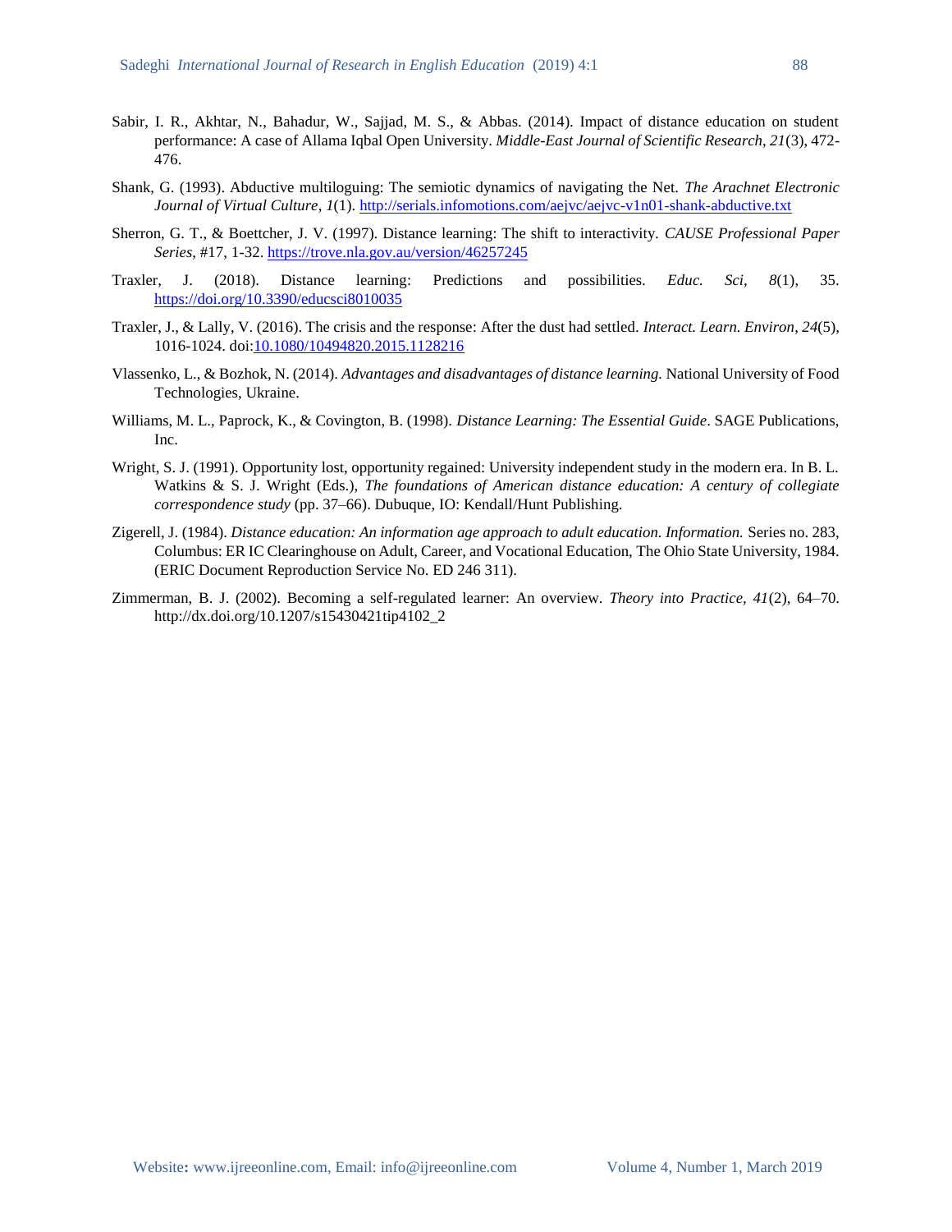Sabir, I. R., Akhtar, N., Bahadur, W., Sajjad, M. S., & Abbas. (2014). Impact of distance education on student performance: A case of Allama Iqbal Open University. *Middle-East Journal of Scientific Research, 21*(3), 472-476.

Shank, G. (1993). Abductive multiloguing: The semiotic dynamics of navigating the Net. *The Arachnet Electronic Journal of Virtual Culture*, *1*(1). http://serials.infomotions.com/aejvc/aejvc-v1n01-shank-abductive.txt

Sherron, G. T., & Boettcher, J. V. (1997). Distance learning: The shift to interactivity. *CAUSE Professional Paper Series*, #17, 1-32. https://trove.nla.gov.au/version/46257245

Traxler, J. (2018). Distance learning: Predictions and possibilities. *Educ. Sci*, *8*(1), 35. https://doi.org/10.3390/educsci8010035

Traxler, J., & Lally, V. (2016). The crisis and the response: After the dust had settled. *Interact. Learn. Environ*, *24*(5), 1016-1024. doi:10.1080/10494820.2015.1128216

Vlassenko, L., & Bozhok, N. (2014). *Advantages and disadvantages of distance learning.* National University of Food Technologies, Ukraine.

Williams, M. L., Paprock, K., & Covington, B. (1998). *Distance Learning: The Essential Guide*. SAGE Publications, Inc.

Wright, S. J. (1991). Opportunity lost, opportunity regained: University independent study in the modern era. In B. L. Watkins & S. J. Wright (Eds.), *The foundations of American distance education: A century of collegiate correspondence study* (pp. 37–66). Dubuque, IO: Kendall/Hunt Publishing.

Zigerell, J. (1984). *Distance education: An information age approach to adult education. Information.* Series no. 283, Columbus: ER IC Clearinghouse on Adult, Career, and Vocational Education, The Ohio State University, 1984. (ERIC Document Reproduction Service No. ED 246 311).

Zimmerman, B. J. (2002). Becoming a self-regulated learner: An overview. *Theory into Practice, 41*(2), 64–70. http://dx.doi.org/10.1207/s15430421tip4102_2